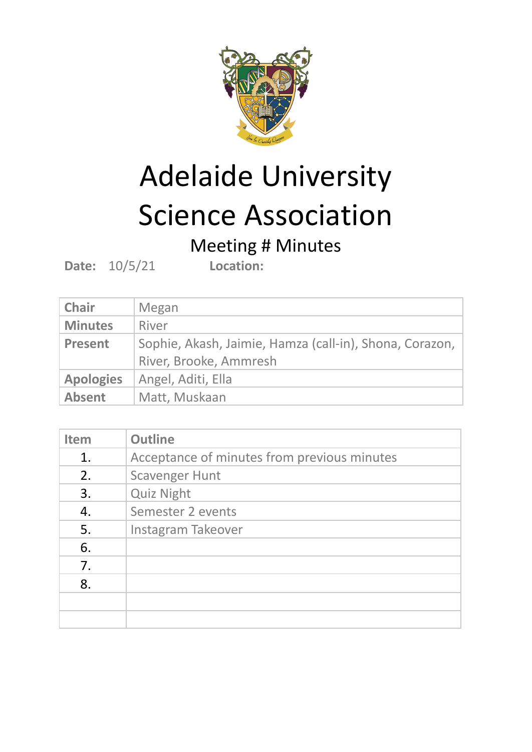# Adelaide University Science Association

## Meeting # Minutes

**Date:** 10/5/21 **Location:**

| **Chair** | Megan |
|---|---|
| **Minutes** | River |
| **Present** | Sophie, Akash, Jaimie, Hamza (call-in), Shona, Corazon, River, Brooke, Ammresh |
| **Apologies** | Angel, Aditi, Ella |
| **Absent** | Matt, Muskaan |

| **Item** | **Outline** |
|---|---|
| 1. | Acceptance of minutes from previous minutes |
| 2. | Scavenger Hunt |
| 3. | Quiz Night |
| 4. | Semester 2 events |
| 5. | Instagram Takeover |
| 6. | |
| 7. | |
| 8. | |
| | |
| | |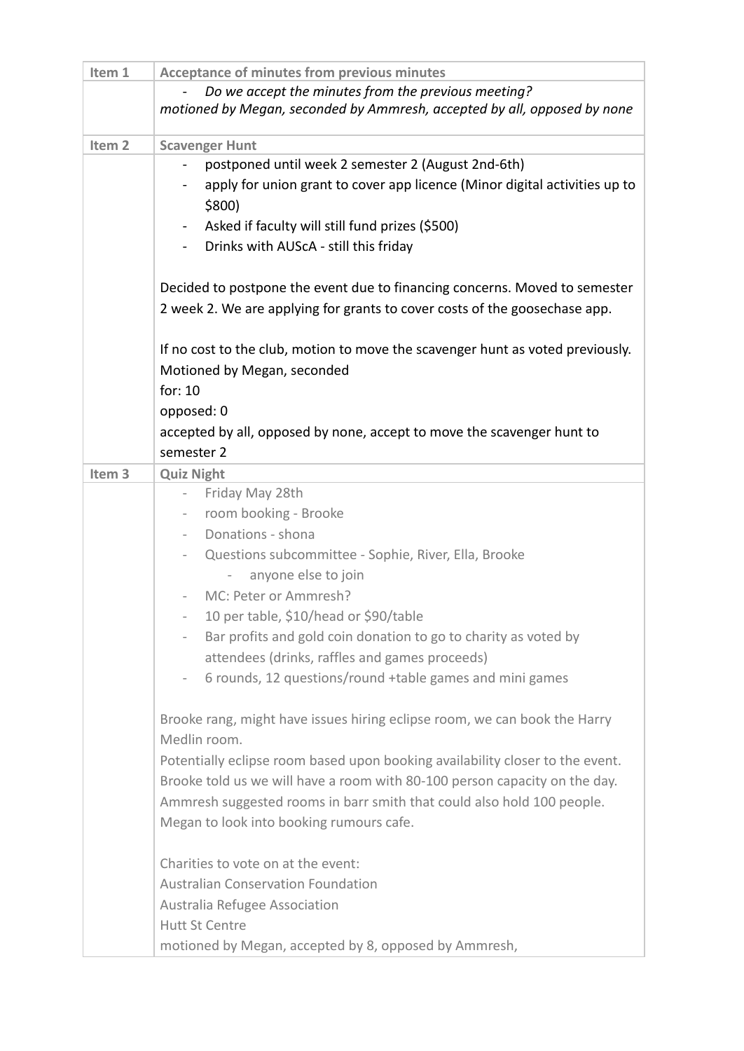| Item 1 | Acceptance of minutes from previous minutes |
|---|---|
| | - *Do we accept the minutes from the previous meeting?*<br>*motioned by Megan, seconded by Ammresh, accepted by all, opposed by none* |
| Item 2 | Scavenger Hunt |
| | - postponed until week 2 semester 2 (August 2nd-6th)<br>- apply for union grant to cover app licence (Minor digital activities up to $800)<br>- Asked if faculty will still fund prizes ($500)<br>- Drinks with AUScA - still this friday<br><br>Decided to postpone the event due to financing concerns. Moved to semester 2 week 2. We are applying for grants to cover costs of the goosechase app.<br><br>If no cost to the club, motion to move the scavenger hunt as voted previously.<br>Motioned by Megan, seconded<br>for: 10<br>opposed: 0<br>accepted by all, opposed by none, accept to move the scavenger hunt to semester 2 |
| Item 3 | Quiz Night |
| | - Friday May 28th<br>- room booking - Brooke<br>- Donations - shona<br>- Questions subcommittee - Sophie, River, Ella, Brooke<br>&nbsp;&nbsp;&nbsp;&nbsp;- anyone else to join<br>- MC: Peter or Ammresh?<br>- 10 per table, $10/head or $90/table<br>- Bar profits and gold coin donation to go to charity as voted by attendees (drinks, raffles and games proceeds)<br>- 6 rounds, 12 questions/round +table games and mini games<br><br>Brooke rang, might have issues hiring eclipse room, we can book the Harry Medlin room.<br>Potentially eclipse room based upon booking availability closer to the event.<br>Brooke told us we will have a room with 80-100 person capacity on the day.<br>Ammresh suggested rooms in barr smith that could also hold 100 people.<br>Megan to look into booking rumours cafe.<br><br>Charities to vote on at the event:<br>Australian Conservation Foundation<br>Australia Refugee Association<br>Hutt St Centre<br>motioned by Megan, accepted by 8, opposed by Ammresh, |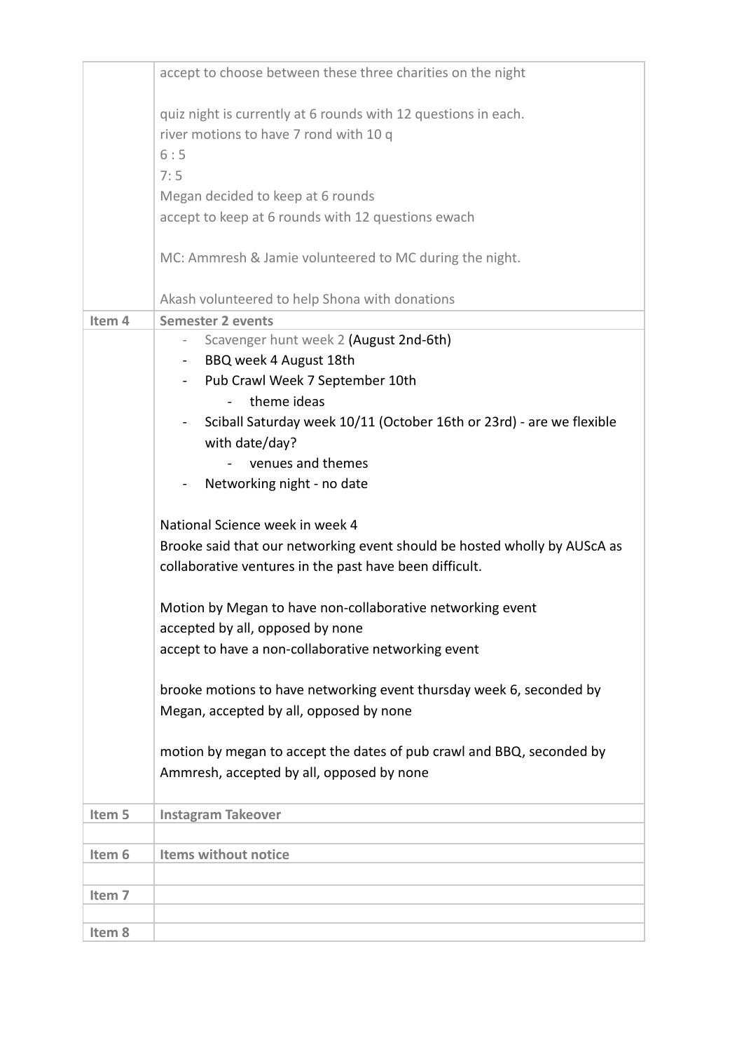| | |
|---|---|
| | accept to choose between these three charities on the night<br><br>quiz night is currently at 6 rounds with 12 questions in each.<br>river motions to have 7 rond with 10 q<br>6 : 5<br>7: 5<br>Megan decided to keep at 6 rounds<br>accept to keep at 6 rounds with 12 questions ewach<br><br>MC: Ammresh & Jamie volunteered to MC during the night.<br><br>Akash volunteered to help Shona with donations |
| **Item 4** | **Semester 2 events** |
| | - Scavenger hunt week 2 (August 2nd-6th)<br>- BBQ week 4 August 18th<br>- Pub Crawl Week 7 September 10th<br>&nbsp;&nbsp;&nbsp;&nbsp;- theme ideas<br>- Sciball Saturday week 10/11 (October 16th or 23rd) - are we flexible with date/day?<br>&nbsp;&nbsp;&nbsp;&nbsp;- venues and themes<br>- Networking night - no date<br><br>National Science week in week 4<br>Brooke said that our networking event should be hosted wholly by AUScA as collaborative ventures in the past have been difficult.<br><br>Motion by Megan to have non-collaborative networking event<br>accepted by all, opposed by none<br>accept to have a non-collaborative networking event<br><br>brooke motions to have networking event thursday week 6, seconded by Megan, accepted by all, opposed by none<br><br>motion by megan to accept the dates of pub crawl and BBQ, seconded by Ammresh, accepted by all, opposed by none |
| **Item 5** | **Instagram Takeover** |
| | |
| **Item 6** | **Items without notice** |
| | |
| **Item 7** | |
| | |
| **Item 8** | |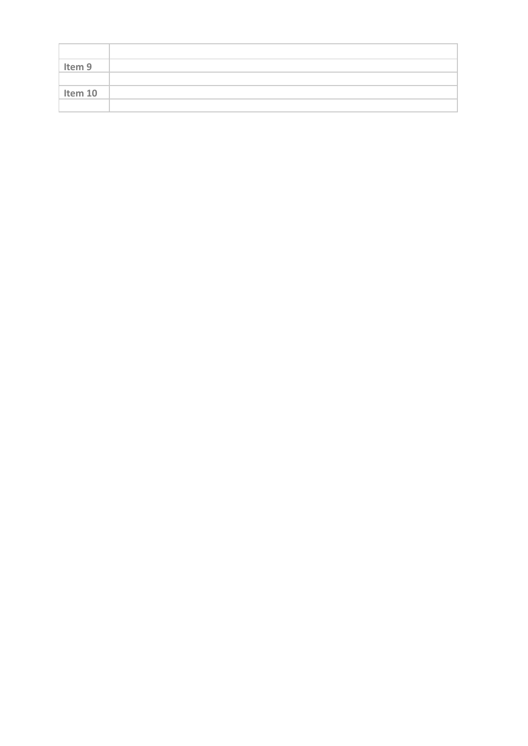| | |
|---|---|
| | |
| **Item 9** | |
| | |
| **Item 10** | |
| | |